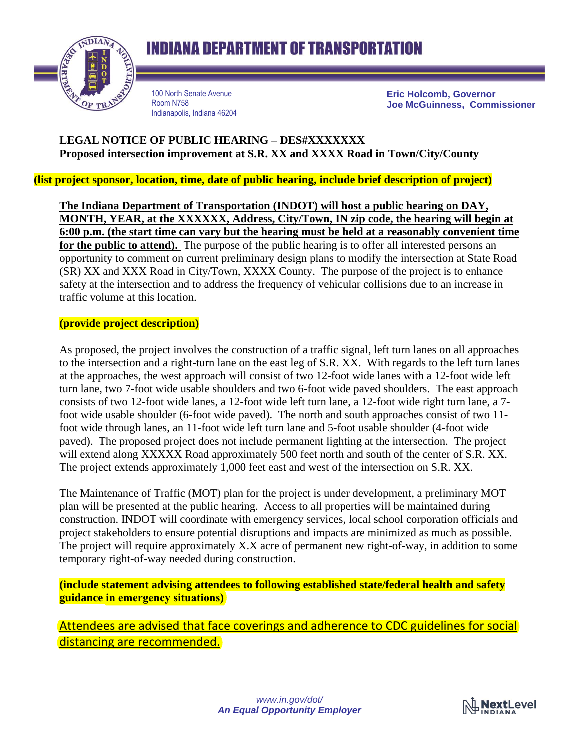# INDIANA DEPARTMENT OF TRANSPORTATION

100 North Senate Avenue
Room N758
Indianapolis, Indiana 46204

**Eric Holcomb, Governor**
**Joe McGuinness, Commissioner**

**LEGAL NOTICE OF PUBLIC HEARING – DES#XXXXXXX**
**Proposed intersection improvement at S.R. XX and XXXX Road in Town/City/County**

**(list project sponsor, location, time, date of public hearing, include brief description of project)**

**The Indiana Department of Transportation (INDOT) will host a public hearing on DAY, MONTH, YEAR, at the XXXXXX, Address, City/Town, IN zip code, the hearing will begin at 6:00 p.m. (the start time can vary but the hearing must be held at a reasonably convenient time for the public to attend).** The purpose of the public hearing is to offer all interested persons an opportunity to comment on current preliminary design plans to modify the intersection at State Road (SR) XX and XXX Road in City/Town, XXXX County. The purpose of the project is to enhance safety at the intersection and to address the frequency of vehicular collisions due to an increase in traffic volume at this location.

**(provide project description)**

As proposed, the project involves the construction of a traffic signal, left turn lanes on all approaches to the intersection and a right-turn lane on the east leg of S.R. XX. With regards to the left turn lanes at the approaches, the west approach will consist of two 12-foot wide lanes with a 12-foot wide left turn lane, two 7-foot wide usable shoulders and two 6-foot wide paved shoulders. The east approach consists of two 12-foot wide lanes, a 12-foot wide left turn lane, a 12-foot wide right turn lane, a 7-foot wide usable shoulder (6-foot wide paved). The north and south approaches consist of two 11-foot wide through lanes, an 11-foot wide left turn lane and 5-foot usable shoulder (4-foot wide paved). The proposed project does not include permanent lighting at the intersection. The project will extend along XXXXX Road approximately 500 feet north and south of the center of S.R. XX. The project extends approximately 1,000 feet east and west of the intersection on S.R. XX.

The Maintenance of Traffic (MOT) plan for the project is under development, a preliminary MOT plan will be presented at the public hearing. Access to all properties will be maintained during construction. INDOT will coordinate with emergency services, local school corporation officials and project stakeholders to ensure potential disruptions and impacts are minimized as much as possible. The project will require approximately X.X acre of permanent new right-of-way, in addition to some temporary right-of-way needed during construction.

**(include statement advising attendees to following established state/federal health and safety guidance in emergency situations)**

Attendees are advised that face coverings and adherence to CDC guidelines for social distancing are recommended.

*www.in.gov/dot/*
***An Equal Opportunity Employer***

NextLevel INDIANA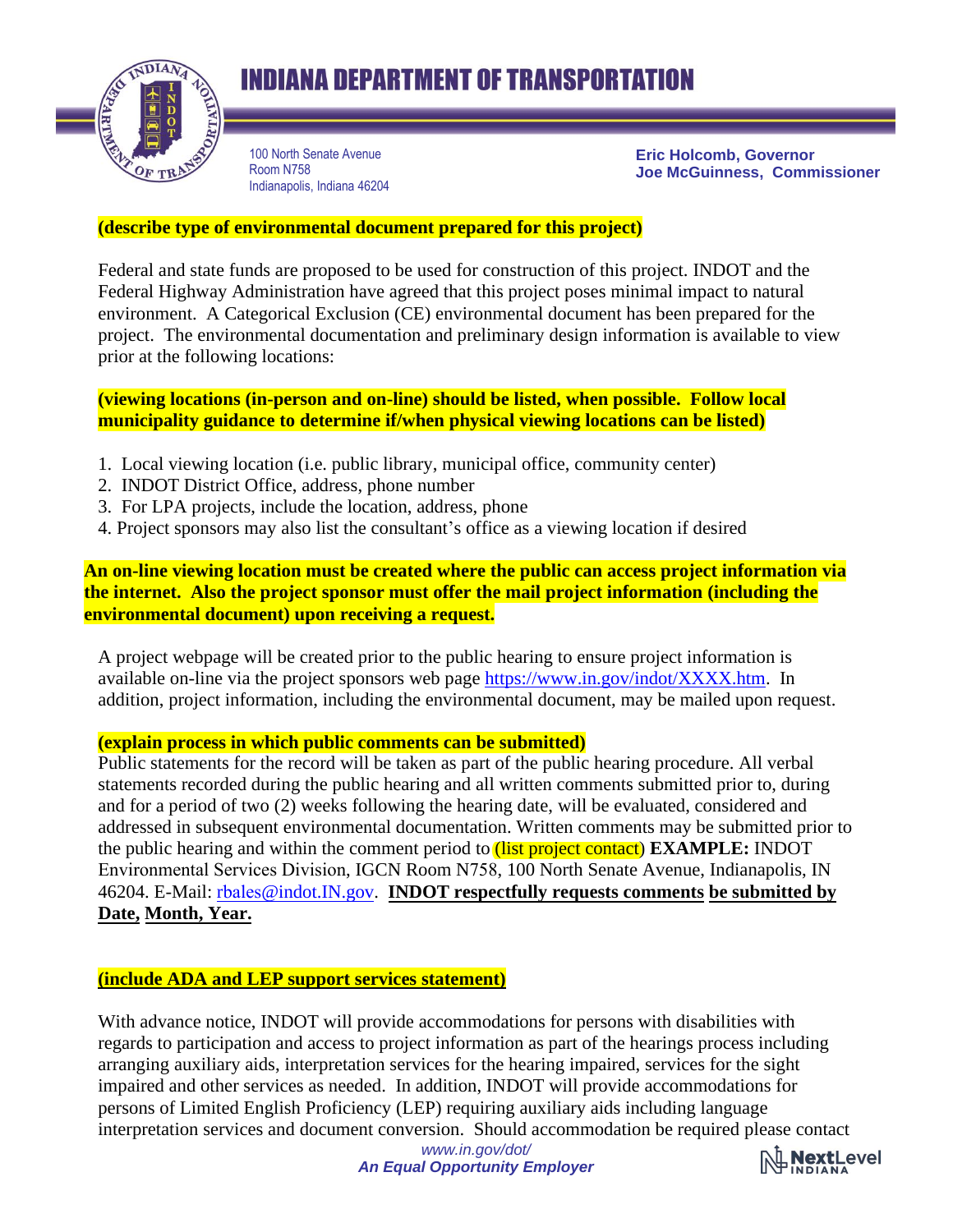**(describe type of environmental document prepared for this project)**

Federal and state funds are proposed to be used for construction of this project. INDOT and the Federal Highway Administration have agreed that this project poses minimal impact to natural environment. A Categorical Exclusion (CE) environmental document has been prepared for the project. The environmental documentation and preliminary design information is available to view prior at the following locations:

**(viewing locations (in-person and on-line) should be listed, when possible. Follow local municipality guidance to determine if/when physical viewing locations can be listed)**

1. Local viewing location (i.e. public library, municipal office, community center)
2. INDOT District Office, address, phone number
3. For LPA projects, include the location, address, phone
4. Project sponsors may also list the consultant's office as a viewing location if desired

**An on-line viewing location must be created where the public can access project information via the internet. Also the project sponsor must offer the mail project information (including the environmental document) upon receiving a request.**

A project webpage will be created prior to the public hearing to ensure project information is available on-line via the project sponsors web page https://www.in.gov/indot/XXXX.htm. In addition, project information, including the environmental document, may be mailed upon request.

**(explain process in which public comments can be submitted)**

Public statements for the record will be taken as part of the public hearing procedure. All verbal statements recorded during the public hearing and all written comments submitted prior to, during and for a period of two (2) weeks following the hearing date, will be evaluated, considered and addressed in subsequent environmental documentation. Written comments may be submitted prior to the public hearing and within the comment period to (list project contact) **EXAMPLE:** INDOT Environmental Services Division, IGCN Room N758, 100 North Senate Avenue, Indianapolis, IN 46204. E-Mail: rbales@indot.IN.gov. **INDOT respectfully requests comments be submitted by Date, Month, Year.**

**(include ADA and LEP support services statement)**

With advance notice, INDOT will provide accommodations for persons with disabilities with regards to participation and access to project information as part of the hearings process including arranging auxiliary aids, interpretation services for the hearing impaired, services for the sight impaired and other services as needed. In addition, INDOT will provide accommodations for persons of Limited English Proficiency (LEP) requiring auxiliary aids including language interpretation services and document conversion. Should accommodation be required please contact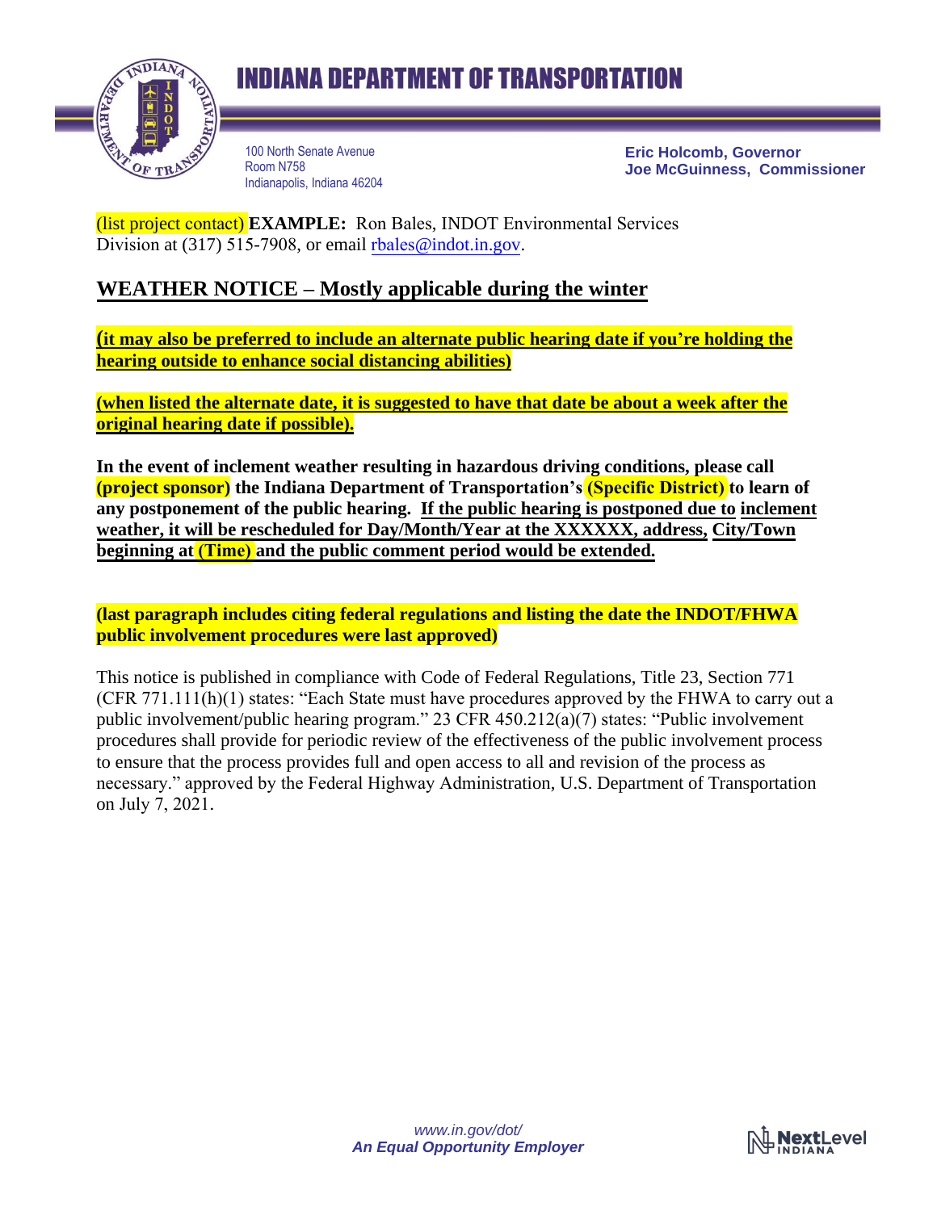**INDIANA DEPARTMENT OF TRANSPORTATION**

100 North Senate Avenue
Room N758
Indianapolis, Indiana 46204

**Eric Holcomb, Governor**
**Joe McGuinness, Commissioner**

(list project contact) **EXAMPLE:** Ron Bales, INDOT Environmental Services Division at (317) 515-7908, or email rbales@indot.in.gov.

## WEATHER NOTICE – Mostly applicable during the winter

**(it may also be preferred to include an alternate public hearing date if you're holding the hearing outside to enhance social distancing abilities)**

**(when listed the alternate date, it is suggested to have that date be about a week after the original hearing date if possible).**

**In the event of inclement weather resulting in hazardous driving conditions, please call (project sponsor) the Indiana Department of Transportation's (Specific District) to learn of any postponement of the public hearing. If the public hearing is postponed due to inclement weather, it will be rescheduled for Day/Month/Year at the XXXXXX, address, City/Town beginning at (Time) and the public comment period would be extended.**

**(last paragraph includes citing federal regulations and listing the date the INDOT/FHWA public involvement procedures were last approved)**

This notice is published in compliance with Code of Federal Regulations, Title 23, Section 771 (CFR 771.111(h)(1) states: "Each State must have procedures approved by the FHWA to carry out a public involvement/public hearing program." 23 CFR 450.212(a)(7) states: "Public involvement procedures shall provide for periodic review of the effectiveness of the public involvement process to ensure that the process provides full and open access to all and revision of the process as necessary." approved by the Federal Highway Administration, U.S. Department of Transportation on July 7, 2021.

*www.in.gov/dot/*
***An Equal Opportunity Employer***

NextLevel INDIANA